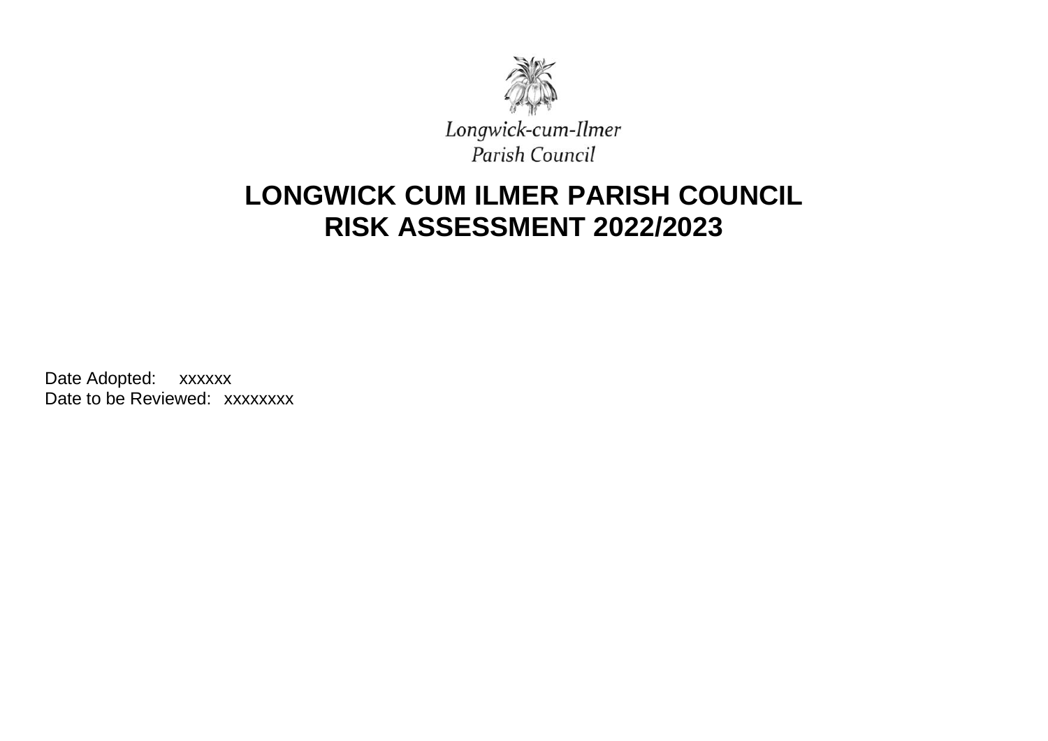Longwick-cum-Ilmer
Parish Council

# LONGWICK CUM ILMER PARISH COUNCIL
# RISK ASSESSMENT 2022/2023

Date Adopted: xxxxxx
Date to be Reviewed: xxxxxxxx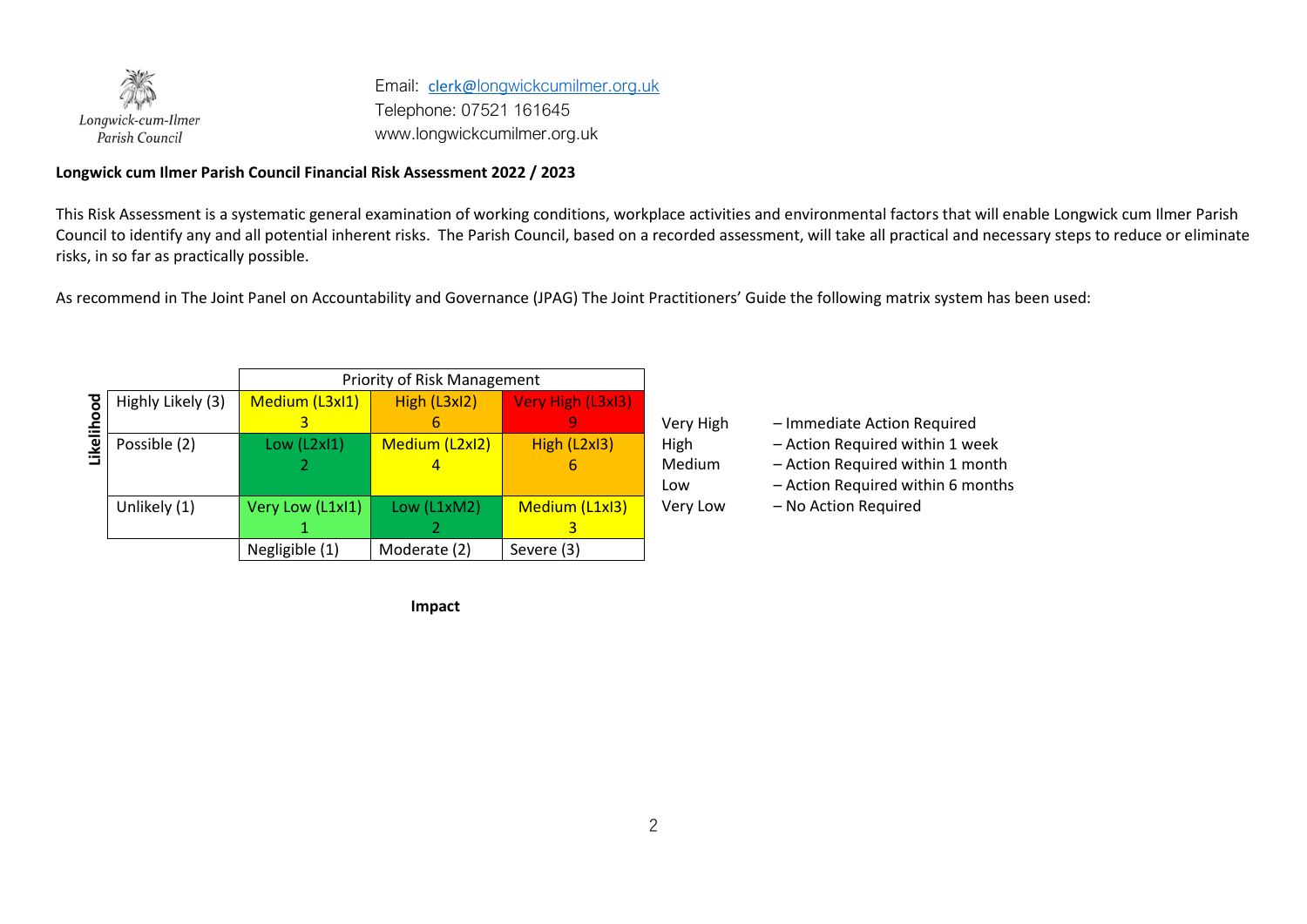Longwick-cum-Ilmer
Parish Council

Email: clerk@longwickcumilmer.org.uk
Telephone: 07521 161645
www.longwickcumilmer.org.uk

**Longwick cum Ilmer Parish Council Financial Risk Assessment 2022 / 2023**

This Risk Assessment is a systematic general examination of working conditions, workplace activities and environmental factors that will enable Longwick cum Ilmer Parish Council to identify any and all potential inherent risks. The Parish Council, based on a recorded assessment, will take all practical and necessary steps to reduce or eliminate risks, in so far as practically possible.

As recommend in The Joint Panel on Accountability and Governance (JPAG) The Joint Practitioners' Guide the following matrix system has been used:

| Likelihood | | Priority of Risk Management | | |
|---|---|---|---|---|
| | Highly Likely (3) | Medium (L3xI1) 3 | High (L3xI2) 6 | Very High (L3xI3) 9 |
| | Possible (2) | Low (L2xI1) 2 | Medium (L2xI2) 4 | High (L2xI3) 6 |
| | Unlikely (1) | Very Low (L1xI1) 1 | Low (L1xM2) 2 | Medium (L1xI3) 3 |
| | | Negligible (1) | Moderate (2) | Severe (3) |

**Impact**

| | |
|---|---|
| Very High | – Immediate Action Required |
| High | – Action Required within 1 week |
| Medium | – Action Required within 1 month |
| Low | – Action Required within 6 months |
| Very Low | – No Action Required |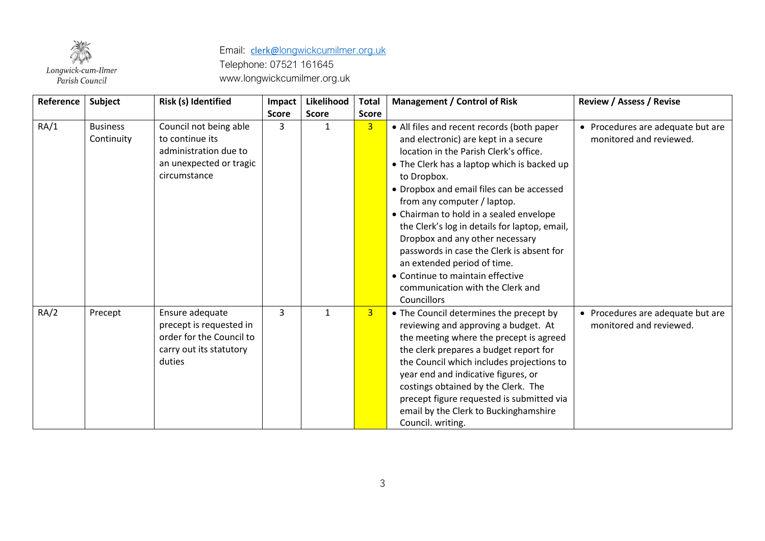Longwick-cum-Ilmer Parish Council

Email: clerk@longwickcumilmer.org.uk
Telephone: 07521 161645
www.longwickcumilmer.org.uk

| Reference | Subject | Risk (s) Identified | Impact Score | Likelihood Score | Total Score | Management / Control of Risk | Review / Assess / Revise |
|---|---|---|---|---|---|---|---|
| RA/1 | Business Continuity | Council not being able to continue its administration due to an unexpected or tragic circumstance | 3 | 1 | 3 | • All files and recent records (both paper and electronic) are kept in a secure location in the Parish Clerk's office.<br>• The Clerk has a laptop which is backed up to Dropbox.<br>• Dropbox and email files can be accessed from any computer / laptop.<br>• Chairman to hold in a sealed envelope the Clerk's log in details for laptop, email, Dropbox and any other necessary passwords in case the Clerk is absent for an extended period of time.<br>• Continue to maintain effective communication with the Clerk and Councillors | • Procedures are adequate but are monitored and reviewed. |
| RA/2 | Precept | Ensure adequate precept is requested in order for the Council to carry out its statutory duties | 3 | 1 | 3 | • The Council determines the precept by reviewing and approving a budget. At the meeting where the precept is agreed the clerk prepares a budget report for the Council which includes projections to year end and indicative figures, or costings obtained by the Clerk. The precept figure requested is submitted via email by the Clerk to Buckinghamshire Council. writing. | • Procedures are adequate but are monitored and reviewed. |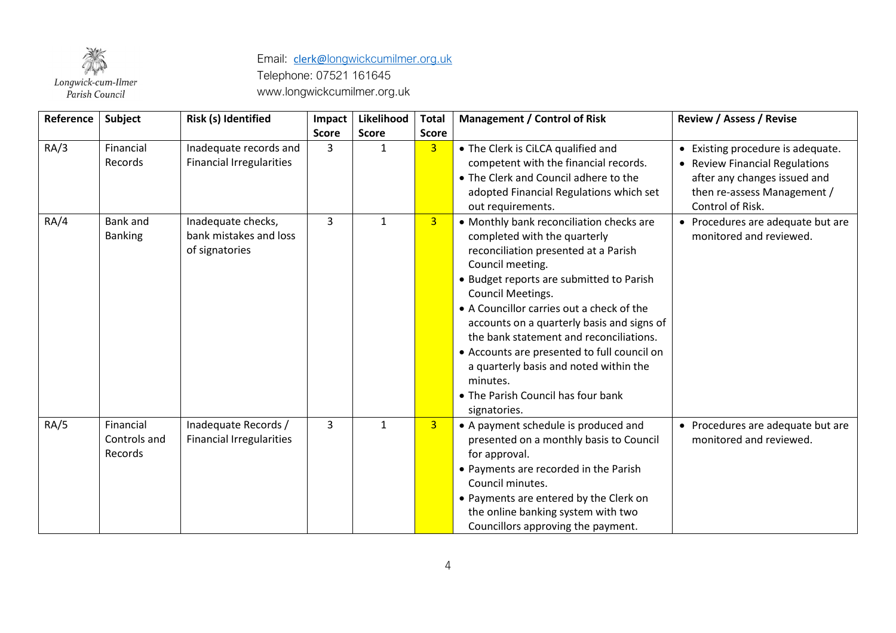Longwick-cum-Ilmer Parish Council

Email: clerk@longwickcumilmer.org.uk
Telephone: 07521 161645
www.longwickcumilmer.org.uk

| Reference | Subject | Risk (s) Identified | Impact Score | Likelihood Score | Total Score | Management / Control of Risk | Review / Assess / Revise |
|---|---|---|---|---|---|---|---|
| RA/3 | Financial Records | Inadequate records and Financial Irregularities | 3 | 1 | 3 | • The Clerk is CiLCA qualified and competent with the financial records.<br>• The Clerk and Council adhere to the adopted Financial Regulations which set out requirements. | • Existing procedure is adequate.<br>• Review Financial Regulations after any changes issued and then re-assess Management / Control of Risk. |
| RA/4 | Bank and Banking | Inadequate checks, bank mistakes and loss of signatories | 3 | 1 | 3 | • Monthly bank reconciliation checks are completed with the quarterly reconciliation presented at a Parish Council meeting.<br>• Budget reports are submitted to Parish Council Meetings.<br>• A Councillor carries out a check of the accounts on a quarterly basis and signs of the bank statement and reconciliations.<br>• Accounts are presented to full council on a quarterly basis and noted within the minutes.<br>• The Parish Council has four bank signatories. | • Procedures are adequate but are monitored and reviewed. |
| RA/5 | Financial Controls and Records | Inadequate Records / Financial Irregularities | 3 | 1 | 3 | • A payment schedule is produced and presented on a monthly basis to Council for approval.<br>• Payments are recorded in the Parish Council minutes.<br>• Payments are entered by the Clerk on the online banking system with two Councillors approving the payment. | • Procedures are adequate but are monitored and reviewed. |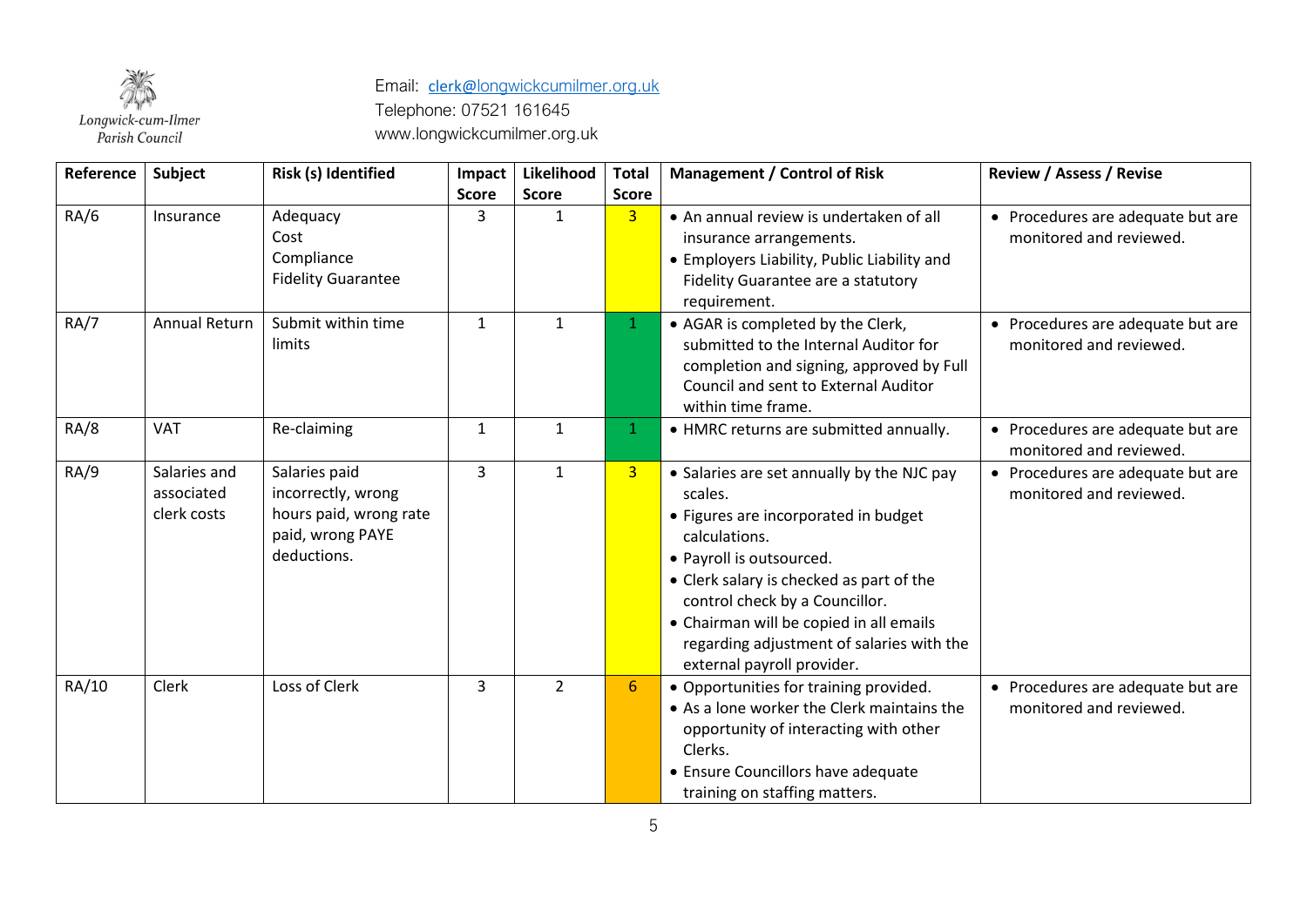Longwick-cum-Ilmer Parish Council

Email: clerk@longwickcumilmer.org.uk
Telephone: 07521 161645
www.longwickcumilmer.org.uk

| Reference | Subject | Risk (s) Identified | Impact Score | Likelihood Score | Total Score | Management / Control of Risk | Review / Assess / Revise |
|---|---|---|---|---|---|---|---|
| RA/6 | Insurance | Adequacy<br>Cost<br>Compliance<br>Fidelity Guarantee | 3 | 1 | 3 | • An annual review is undertaken of all insurance arrangements.<br>• Employers Liability, Public Liability and Fidelity Guarantee are a statutory requirement. | • Procedures are adequate but are monitored and reviewed. |
| RA/7 | Annual Return | Submit within time limits | 1 | 1 | 1 | • AGAR is completed by the Clerk, submitted to the Internal Auditor for completion and signing, approved by Full Council and sent to External Auditor within time frame. | • Procedures are adequate but are monitored and reviewed. |
| RA/8 | VAT | Re-claiming | 1 | 1 | 1 | • HMRC returns are submitted annually. | • Procedures are adequate but are monitored and reviewed. |
| RA/9 | Salaries and associated clerk costs | Salaries paid incorrectly, wrong hours paid, wrong rate paid, wrong PAYE deductions. | 3 | 1 | 3 | • Salaries are set annually by the NJC pay scales.<br>• Figures are incorporated in budget calculations.<br>• Payroll is outsourced.<br>• Clerk salary is checked as part of the control check by a Councillor.<br>• Chairman will be copied in all emails regarding adjustment of salaries with the external payroll provider. | • Procedures are adequate but are monitored and reviewed. |
| RA/10 | Clerk | Loss of Clerk | 3 | 2 | 6 | • Opportunities for training provided.<br>• As a lone worker the Clerk maintains the opportunity of interacting with other Clerks.<br>• Ensure Councillors have adequate training on staffing matters. | • Procedures are adequate but are monitored and reviewed. |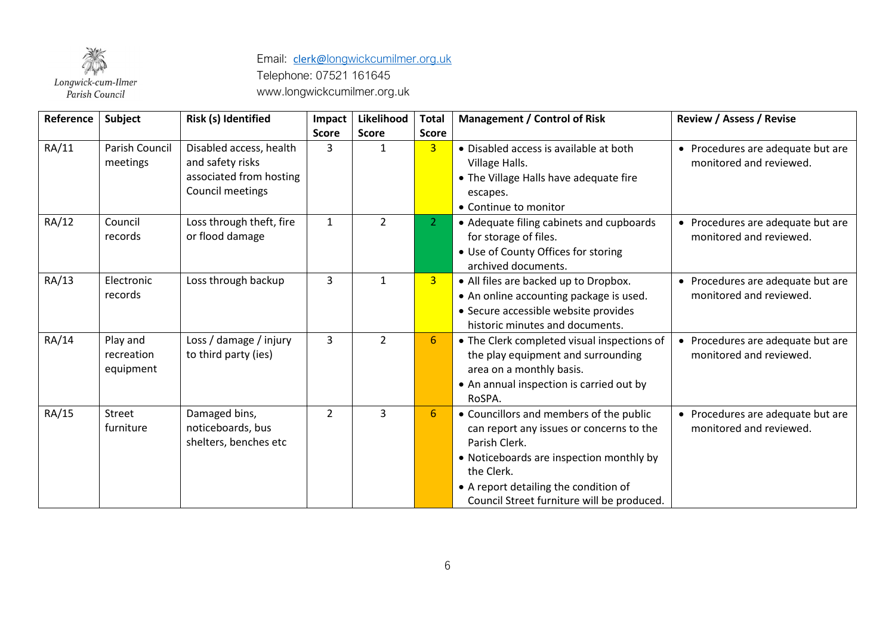Longwick-cum-Ilmer Parish Council

Email: clerk@longwickcumilmer.org.uk
Telephone: 07521 161645
www.longwickcumilmer.org.uk

| Reference | Subject | Risk (s) Identified | Impact Score | Likelihood Score | Total Score | Management / Control of Risk | Review / Assess / Revise |
|---|---|---|---|---|---|---|---|
| RA/11 | Parish Council meetings | Disabled access, health and safety risks associated from hosting Council meetings | 3 | 1 | 3 | • Disabled access is available at both Village Halls.<br>• The Village Halls have adequate fire escapes.<br>• Continue to monitor | • Procedures are adequate but are monitored and reviewed. |
| RA/12 | Council records | Loss through theft, fire or flood damage | 1 | 2 | 2 | • Adequate filing cabinets and cupboards for storage of files.<br>• Use of County Offices for storing archived documents. | • Procedures are adequate but are monitored and reviewed. |
| RA/13 | Electronic records | Loss through backup | 3 | 1 | 3 | • All files are backed up to Dropbox.<br>• An online accounting package is used.<br>• Secure accessible website provides historic minutes and documents. | • Procedures are adequate but are monitored and reviewed. |
| RA/14 | Play and recreation equipment | Loss / damage / injury to third party (ies) | 3 | 2 | 6 | • The Clerk completed visual inspections of the play equipment and surrounding area on a monthly basis.<br>• An annual inspection is carried out by RoSPA. | • Procedures are adequate but are monitored and reviewed. |
| RA/15 | Street furniture | Damaged bins, noticeboards, bus shelters, benches etc | 2 | 3 | 6 | • Councillors and members of the public can report any issues or concerns to the Parish Clerk.<br>• Noticeboards are inspection monthly by the Clerk.<br>• A report detailing the condition of Council Street furniture will be produced. | • Procedures are adequate but are monitored and reviewed. |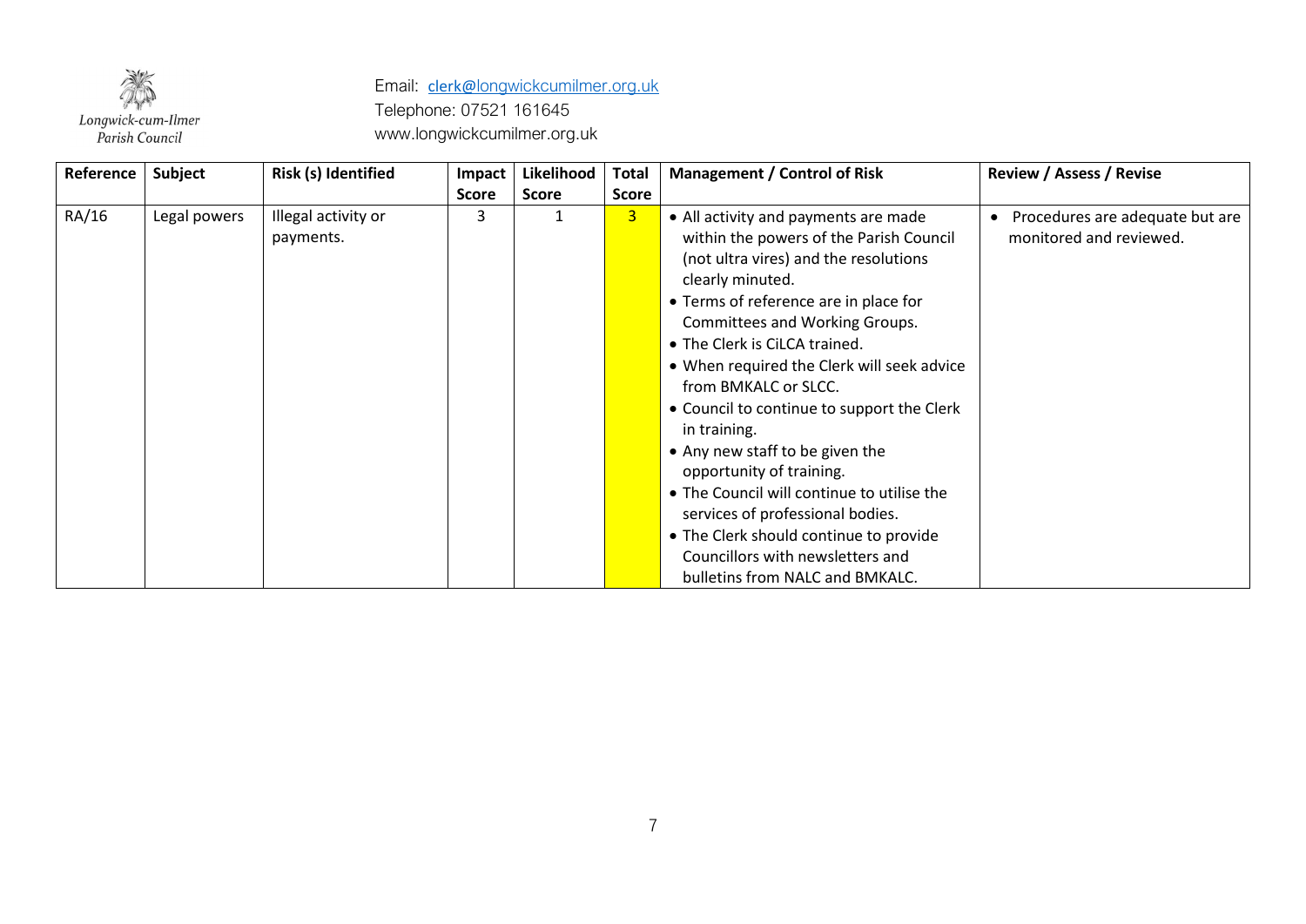Longwick-cum-Ilmer Parish Council

Email: clerk@longwickcumilmer.org.uk
Telephone: 07521 161645
www.longwickcumilmer.org.uk

| Reference | Subject | Risk (s) Identified | Impact Score | Likelihood Score | Total Score | Management / Control of Risk | Review / Assess / Revise |
|---|---|---|---|---|---|---|---|
| RA/16 | Legal powers | Illegal activity or payments. | 3 | 1 | 3 | • All activity and payments are made within the powers of the Parish Council (not ultra vires) and the resolutions clearly minuted.<br>• Terms of reference are in place for Committees and Working Groups.<br>• The Clerk is CiLCA trained.<br>• When required the Clerk will seek advice from BMKALC or SLCC.<br>• Council to continue to support the Clerk in training.<br>• Any new staff to be given the opportunity of training.<br>• The Council will continue to utilise the services of professional bodies.<br>• The Clerk should continue to provide Councillors with newsletters and bulletins from NALC and BMKALC. | • Procedures are adequate but are monitored and reviewed. |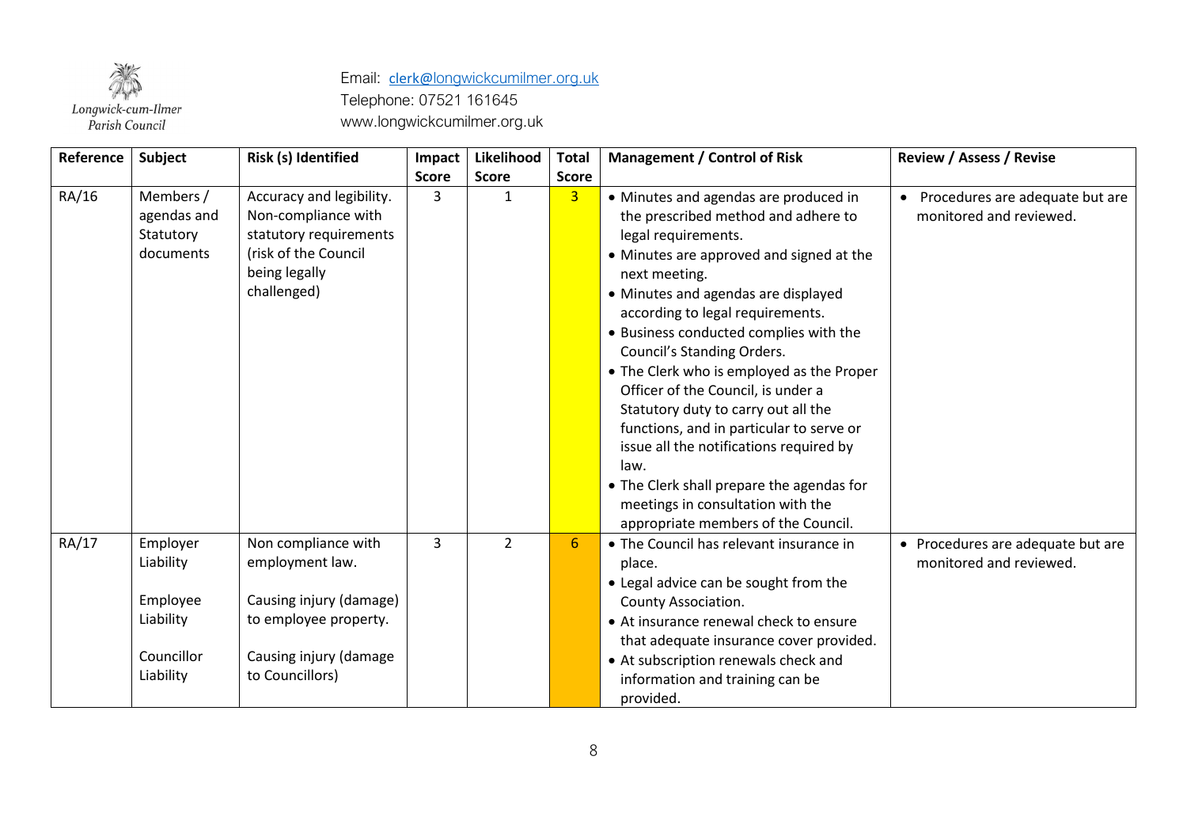Longwick-cum-Ilmer Parish Council

Email: clerk@longwickcumilmer.org.uk
Telephone: 07521 161645
www.longwickcumilmer.org.uk

| Reference | Subject | Risk (s) Identified | Impact Score | Likelihood Score | Total Score | Management / Control of Risk | Review / Assess / Revise |
|---|---|---|---|---|---|---|---|
| RA/16 | Members / agendas and Statutory documents | Accuracy and legibility. Non-compliance with statutory requirements (risk of the Council being legally challenged) | 3 | 1 | 3 | • Minutes and agendas are produced in the prescribed method and adhere to legal requirements.<br>• Minutes are approved and signed at the next meeting.<br>• Minutes and agendas are displayed according to legal requirements.<br>• Business conducted complies with the Council's Standing Orders.<br>• The Clerk who is employed as the Proper Officer of the Council, is under a Statutory duty to carry out all the functions, and in particular to serve or issue all the notifications required by law.<br>• The Clerk shall prepare the agendas for meetings in consultation with the appropriate members of the Council. | • Procedures are adequate but are monitored and reviewed. |
| RA/17 | Employer Liability<br><br>Employee Liability<br><br>Councillor Liability | Non compliance with employment law.<br><br>Causing injury (damage) to employee property.<br><br>Causing injury (damage to Councillors) | 3 | 2 | 6 | • The Council has relevant insurance in place.<br>• Legal advice can be sought from the County Association.<br>• At insurance renewal check to ensure that adequate insurance cover provided.<br>• At subscription renewals check and information and training can be provided. | • Procedures are adequate but are monitored and reviewed. |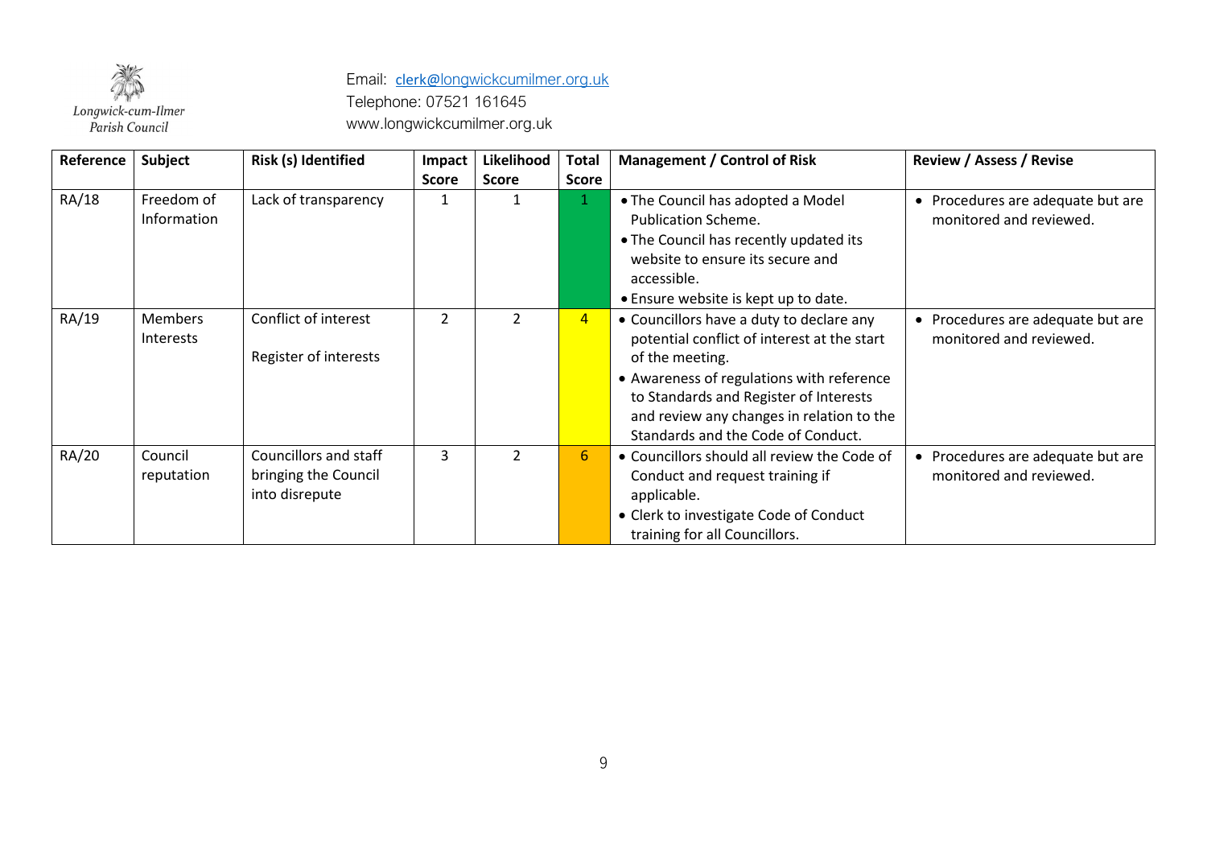Longwick-cum-Ilmer
Parish Council

Email: clerk@longwickcumilmer.org.uk
Telephone: 07521 161645
www.longwickcumilmer.org.uk

| Reference | Subject | Risk (s) Identified | Impact Score | Likelihood Score | Total Score | Management / Control of Risk | Review / Assess / Revise |
|---|---|---|---|---|---|---|---|
| RA/18 | Freedom of Information | Lack of transparency | 1 | 1 | 1 | • The Council has adopted a Model Publication Scheme.<br>• The Council has recently updated its website to ensure its secure and accessible.<br>• Ensure website is kept up to date. | • Procedures are adequate but are monitored and reviewed. |
| RA/19 | Members Interests | Conflict of interest<br><br>Register of interests | 2 | 2 | 4 | • Councillors have a duty to declare any potential conflict of interest at the start of the meeting.<br>• Awareness of regulations with reference to Standards and Register of Interests and review any changes in relation to the Standards and the Code of Conduct. | • Procedures are adequate but are monitored and reviewed. |
| RA/20 | Council reputation | Councillors and staff bringing the Council into disrepute | 3 | 2 | 6 | • Councillors should all review the Code of Conduct and request training if applicable.<br>• Clerk to investigate Code of Conduct training for all Councillors. | • Procedures are adequate but are monitored and reviewed. |